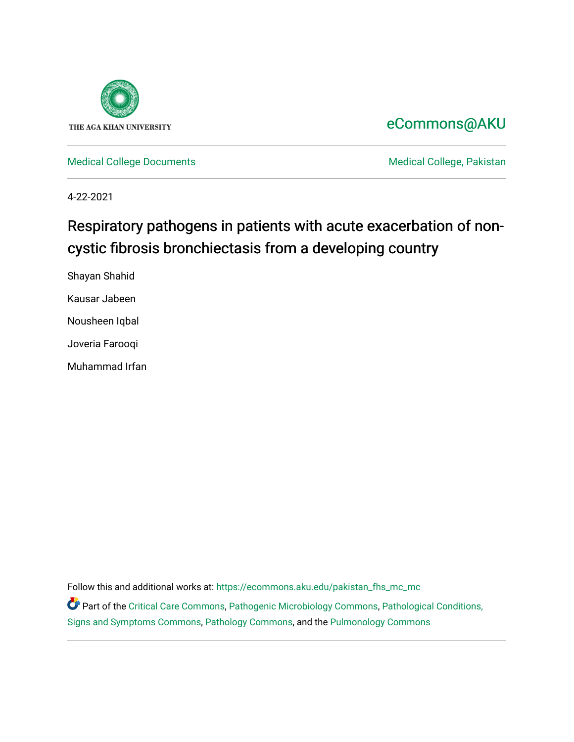THE AGA KHAN UNIVERSITY

eCommons@AKU

Medical College Documents | Medical College, Pakistan

4-22-2021

# Respiratory pathogens in patients with acute exacerbation of non-cystic fibrosis bronchiectasis from a developing country

Shayan Shahid

Kausar Jabeen

Nousheen Iqbal

Joveria Farooqi

Muhammad Irfan

Follow this and additional works at: https://ecommons.aku.edu/pakistan_fhs_mc_mc

Part of the Critical Care Commons, Pathogenic Microbiology Commons, Pathological Conditions, Signs and Symptoms Commons, Pathology Commons, and the Pulmonology Commons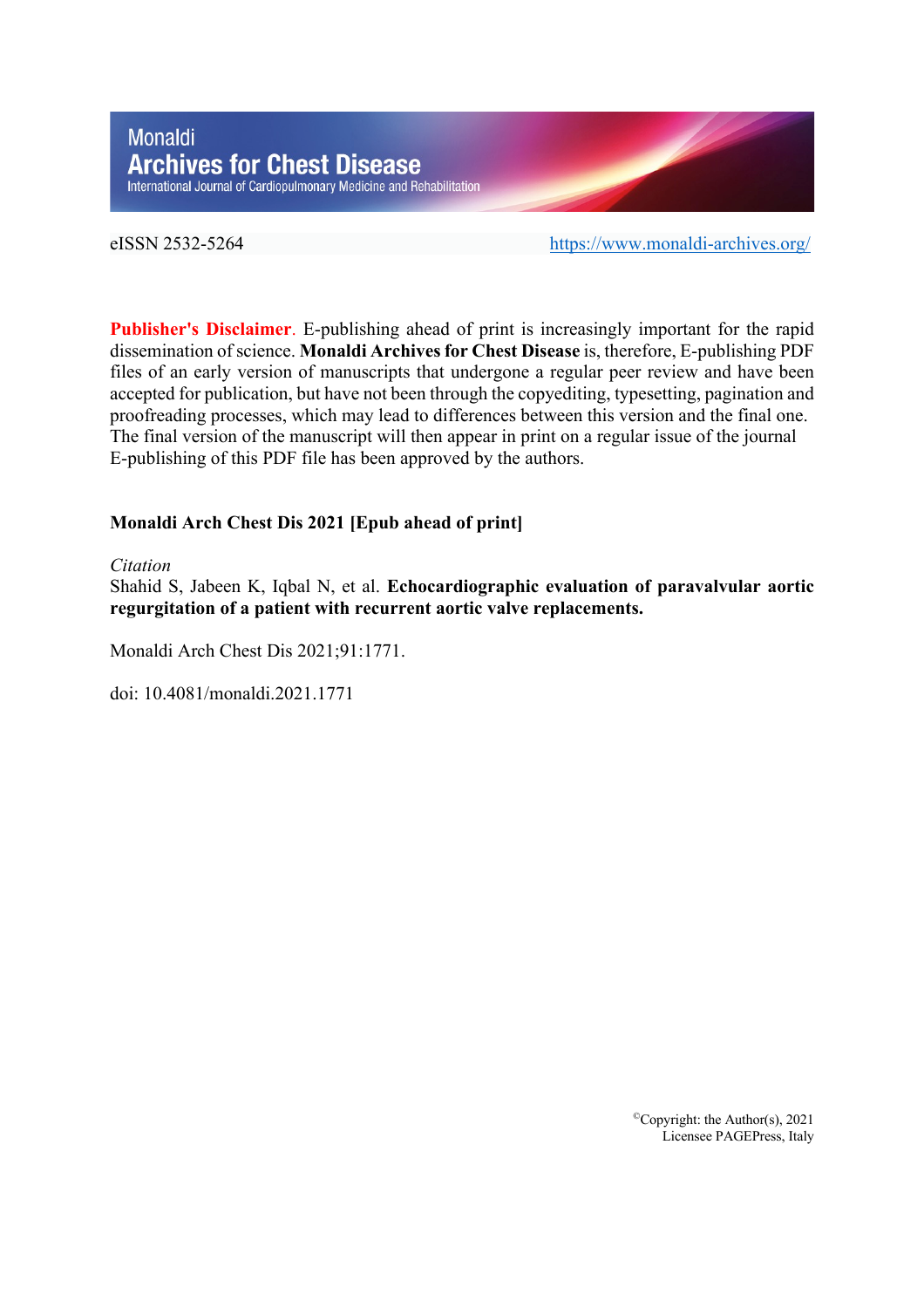Monaldi
# Archives for Chest Disease
International Journal of Cardiopulmonary Medicine and Rehabilitation

eISSN 2532-5264 https://www.monaldi-archives.org/

**Publisher's Disclaimer**. E-publishing ahead of print is increasingly important for the rapid dissemination of science. **Monaldi Archives for Chest Disease** is, therefore, E-publishing PDF files of an early version of manuscripts that undergone a regular peer review and have been accepted for publication, but have not been through the copyediting, typesetting, pagination and proofreading processes, which may lead to differences between this version and the final one. The final version of the manuscript will then appear in print on a regular issue of the journal E-publishing of this PDF file has been approved by the authors.

**Monaldi Arch Chest Dis 2021 [Epub ahead of print]**

*Citation*
Shahid S, Jabeen K, Iqbal N, et al. **Echocardiographic evaluation of paravalvular aortic regurgitation of a patient with recurrent aortic valve replacements.**

Monaldi Arch Chest Dis 2021;91:1771.

doi: 10.4081/monaldi.2021.1771

©Copyright: the Author(s), 2021
Licensee PAGEPress, Italy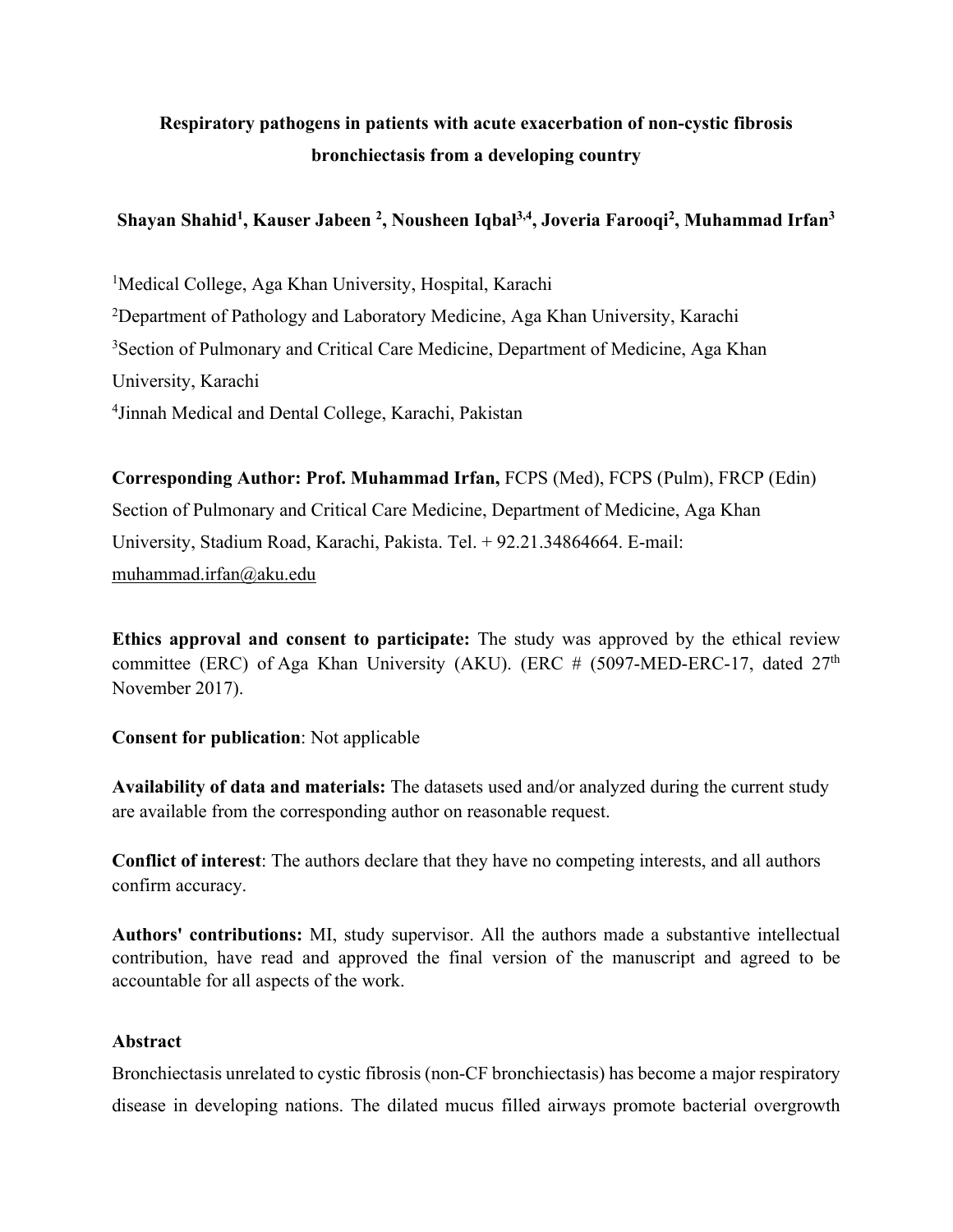**Respiratory pathogens in patients with acute exacerbation of non-cystic fibrosis bronchiectasis from a developing country**

**Shayan Shahid[1], Kauser Jabeen [2], Nousheen Iqbal[3,4], Joveria Farooqi[2], Muhammad Irfan[3]**

[1]Medical College, Aga Khan University, Hospital, Karachi

[2]Department of Pathology and Laboratory Medicine, Aga Khan University, Karachi

[3]Section of Pulmonary and Critical Care Medicine, Department of Medicine, Aga Khan University, Karachi

[4]Jinnah Medical and Dental College, Karachi, Pakistan

**Corresponding Author: Prof. Muhammad Irfan,** FCPS (Med), FCPS (Pulm), FRCP (Edin) Section of Pulmonary and Critical Care Medicine, Department of Medicine, Aga Khan University, Stadium Road, Karachi, Pakista. Tel. + 92.21.34864664. E-mail: muhammad.irfan@aku.edu

**Ethics approval and consent to participate:** The study was approved by the ethical review committee (ERC) of Aga Khan University (AKU). (ERC # (5097-MED-ERC-17, dated 27th November 2017).

**Consent for publication**: Not applicable

**Availability of data and materials:** The datasets used and/or analyzed during the current study are available from the corresponding author on reasonable request.

**Conflict of interest**: The authors declare that they have no competing interests, and all authors confirm accuracy.

**Authors' contributions:** MI, study supervisor. All the authors made a substantive intellectual contribution, have read and approved the final version of the manuscript and agreed to be accountable for all aspects of the work.

**Abstract**

Bronchiectasis unrelated to cystic fibrosis (non-CF bronchiectasis) has become a major respiratory disease in developing nations. The dilated mucus filled airways promote bacterial overgrowth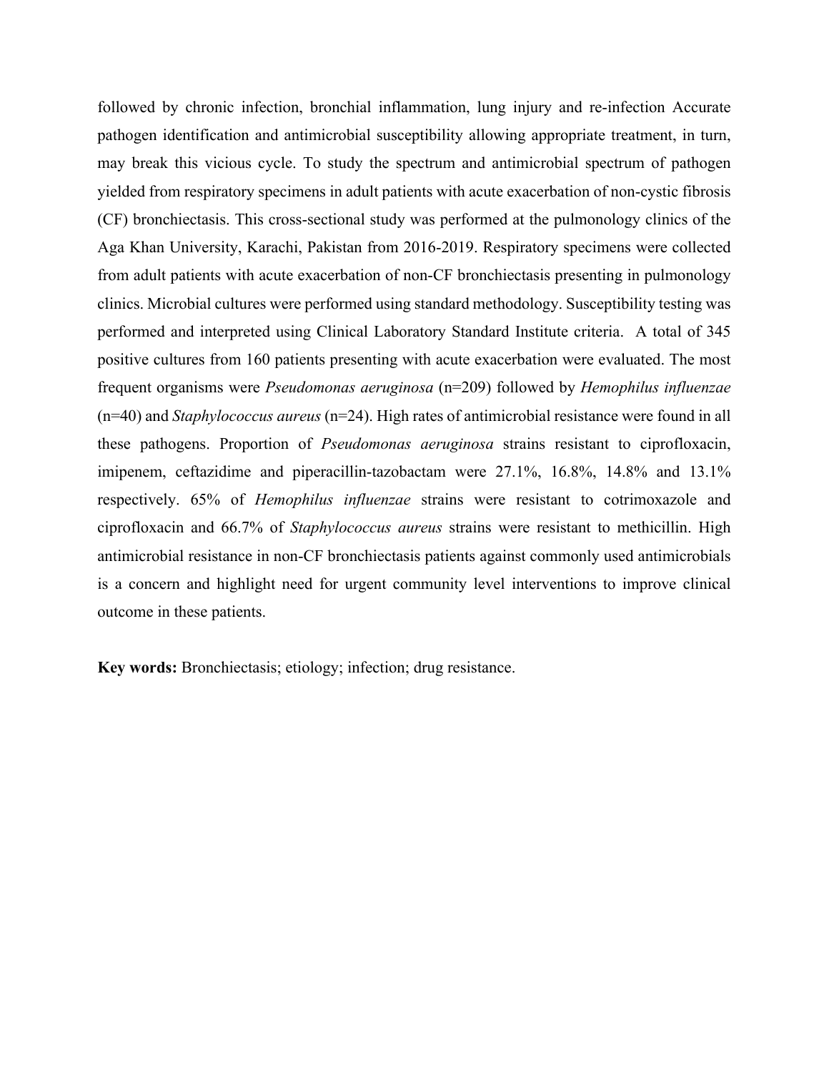followed by chronic infection, bronchial inflammation, lung injury and re-infection Accurate pathogen identification and antimicrobial susceptibility allowing appropriate treatment, in turn, may break this vicious cycle. To study the spectrum and antimicrobial spectrum of pathogen yielded from respiratory specimens in adult patients with acute exacerbation of non-cystic fibrosis (CF) bronchiectasis. This cross-sectional study was performed at the pulmonology clinics of the Aga Khan University, Karachi, Pakistan from 2016-2019. Respiratory specimens were collected from adult patients with acute exacerbation of non-CF bronchiectasis presenting in pulmonology clinics. Microbial cultures were performed using standard methodology. Susceptibility testing was performed and interpreted using Clinical Laboratory Standard Institute criteria. A total of 345 positive cultures from 160 patients presenting with acute exacerbation were evaluated. The most frequent organisms were *Pseudomonas aeruginosa* (n=209) followed by *Hemophilus influenzae* (n=40) and *Staphylococcus aureus* (n=24). High rates of antimicrobial resistance were found in all these pathogens. Proportion of *Pseudomonas aeruginosa* strains resistant to ciprofloxacin, imipenem, ceftazidime and piperacillin-tazobactam were 27.1%, 16.8%, 14.8% and 13.1% respectively. 65% of *Hemophilus influenzae* strains were resistant to cotrimoxazole and ciprofloxacin and 66.7% of *Staphylococcus aureus* strains were resistant to methicillin. High antimicrobial resistance in non-CF bronchiectasis patients against commonly used antimicrobials is a concern and highlight need for urgent community level interventions to improve clinical outcome in these patients.

**Key words:** Bronchiectasis; etiology; infection; drug resistance.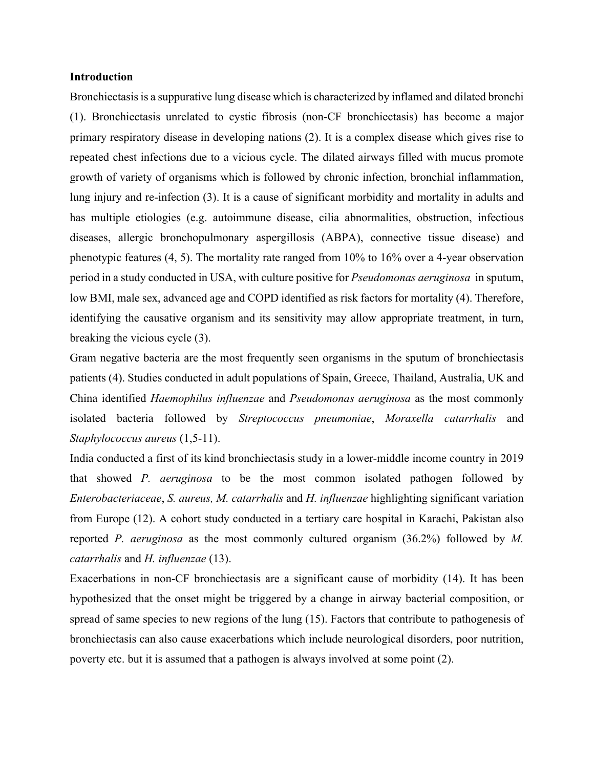**Introduction**

Bronchiectasis is a suppurative lung disease which is characterized by inflamed and dilated bronchi (1). Bronchiectasis unrelated to cystic fibrosis (non-CF bronchiectasis) has become a major primary respiratory disease in developing nations (2). It is a complex disease which gives rise to repeated chest infections due to a vicious cycle. The dilated airways filled with mucus promote growth of variety of organisms which is followed by chronic infection, bronchial inflammation, lung injury and re-infection (3). It is a cause of significant morbidity and mortality in adults and has multiple etiologies (e.g. autoimmune disease, cilia abnormalities, obstruction, infectious diseases, allergic bronchopulmonary aspergillosis (ABPA), connective tissue disease) and phenotypic features (4, 5). The mortality rate ranged from 10% to 16% over a 4-year observation period in a study conducted in USA, with culture positive for *Pseudomonas aeruginosa* in sputum, low BMI, male sex, advanced age and COPD identified as risk factors for mortality (4). Therefore, identifying the causative organism and its sensitivity may allow appropriate treatment, in turn, breaking the vicious cycle (3).

Gram negative bacteria are the most frequently seen organisms in the sputum of bronchiectasis patients (4). Studies conducted in adult populations of Spain, Greece, Thailand, Australia, UK and China identified *Haemophilus influenzae* and *Pseudomonas aeruginosa* as the most commonly isolated bacteria followed by *Streptococcus pneumoniae*, *Moraxella catarrhalis* and *Staphylococcus aureus* (1,5-11).

India conducted a first of its kind bronchiectasis study in a lower-middle income country in 2019 that showed *P. aeruginosa* to be the most common isolated pathogen followed by *Enterobacteriaceae*, *S. aureus, M. catarrhalis* and *H. influenzae* highlighting significant variation from Europe (12). A cohort study conducted in a tertiary care hospital in Karachi, Pakistan also reported *P. aeruginosa* as the most commonly cultured organism (36.2%) followed by *M. catarrhalis* and *H. influenzae* (13).

Exacerbations in non-CF bronchiectasis are a significant cause of morbidity (14). It has been hypothesized that the onset might be triggered by a change in airway bacterial composition, or spread of same species to new regions of the lung (15). Factors that contribute to pathogenesis of bronchiectasis can also cause exacerbations which include neurological disorders, poor nutrition, poverty etc. but it is assumed that a pathogen is always involved at some point (2).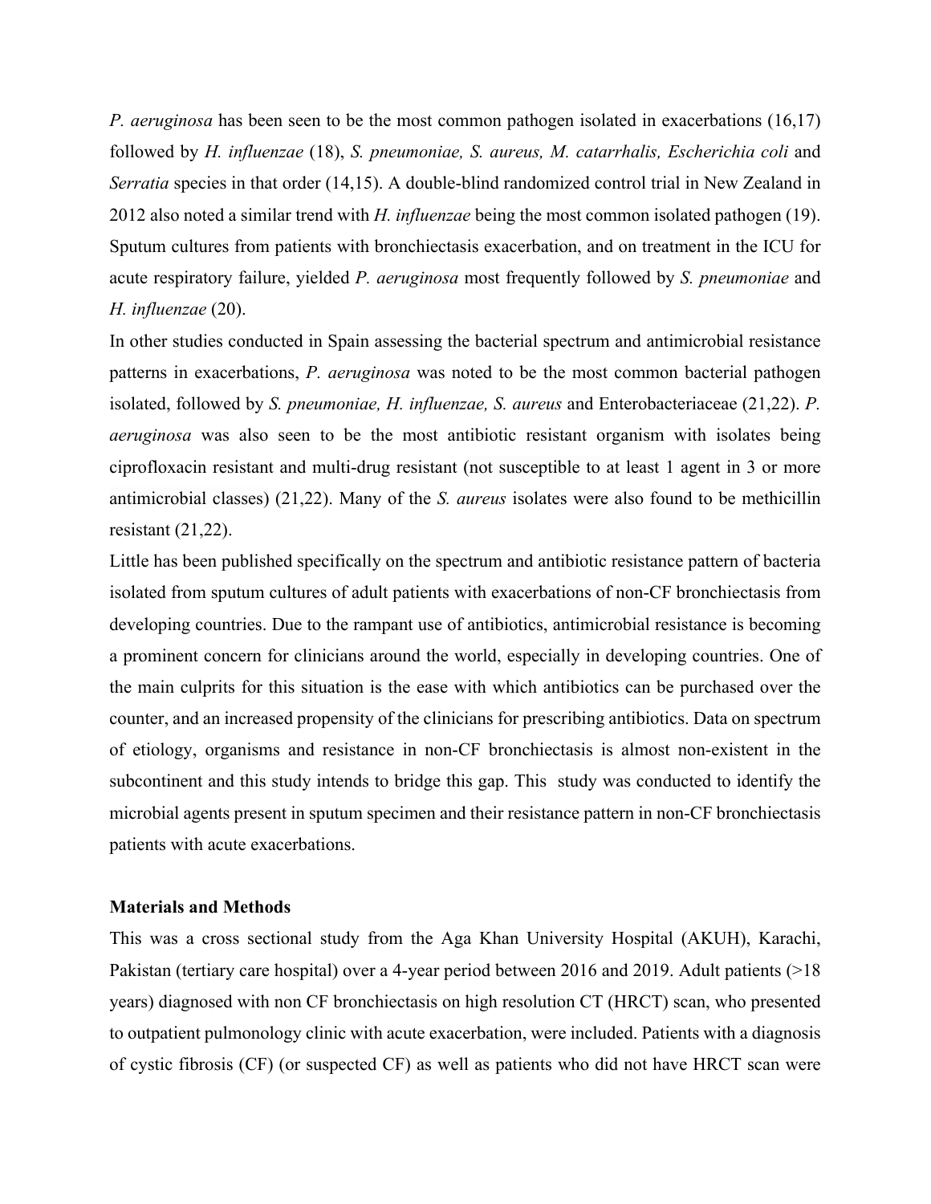*P. aeruginosa* has been seen to be the most common pathogen isolated in exacerbations (16,17) followed by *H. influenzae* (18), *S. pneumoniae, S. aureus, M. catarrhalis, Escherichia coli* and *Serratia* species in that order (14,15). A double-blind randomized control trial in New Zealand in 2012 also noted a similar trend with *H. influenzae* being the most common isolated pathogen (19). Sputum cultures from patients with bronchiectasis exacerbation, and on treatment in the ICU for acute respiratory failure, yielded *P. aeruginosa* most frequently followed by *S. pneumoniae* and *H. influenzae* (20).

In other studies conducted in Spain assessing the bacterial spectrum and antimicrobial resistance patterns in exacerbations, *P. aeruginosa* was noted to be the most common bacterial pathogen isolated, followed by *S. pneumoniae, H. influenzae, S. aureus* and Enterobacteriaceae (21,22). *P. aeruginosa* was also seen to be the most antibiotic resistant organism with isolates being ciprofloxacin resistant and multi-drug resistant (not susceptible to at least 1 agent in 3 or more antimicrobial classes) (21,22). Many of the *S. aureus* isolates were also found to be methicillin resistant (21,22).

Little has been published specifically on the spectrum and antibiotic resistance pattern of bacteria isolated from sputum cultures of adult patients with exacerbations of non-CF bronchiectasis from developing countries. Due to the rampant use of antibiotics, antimicrobial resistance is becoming a prominent concern for clinicians around the world, especially in developing countries. One of the main culprits for this situation is the ease with which antibiotics can be purchased over the counter, and an increased propensity of the clinicians for prescribing antibiotics. Data on spectrum of etiology, organisms and resistance in non-CF bronchiectasis is almost non-existent in the subcontinent and this study intends to bridge this gap. This study was conducted to identify the microbial agents present in sputum specimen and their resistance pattern in non-CF bronchiectasis patients with acute exacerbations.

**Materials and Methods**

This was a cross sectional study from the Aga Khan University Hospital (AKUH), Karachi, Pakistan (tertiary care hospital) over a 4-year period between 2016 and 2019. Adult patients (>18 years) diagnosed with non CF bronchiectasis on high resolution CT (HRCT) scan, who presented to outpatient pulmonology clinic with acute exacerbation, were included. Patients with a diagnosis of cystic fibrosis (CF) (or suspected CF) as well as patients who did not have HRCT scan were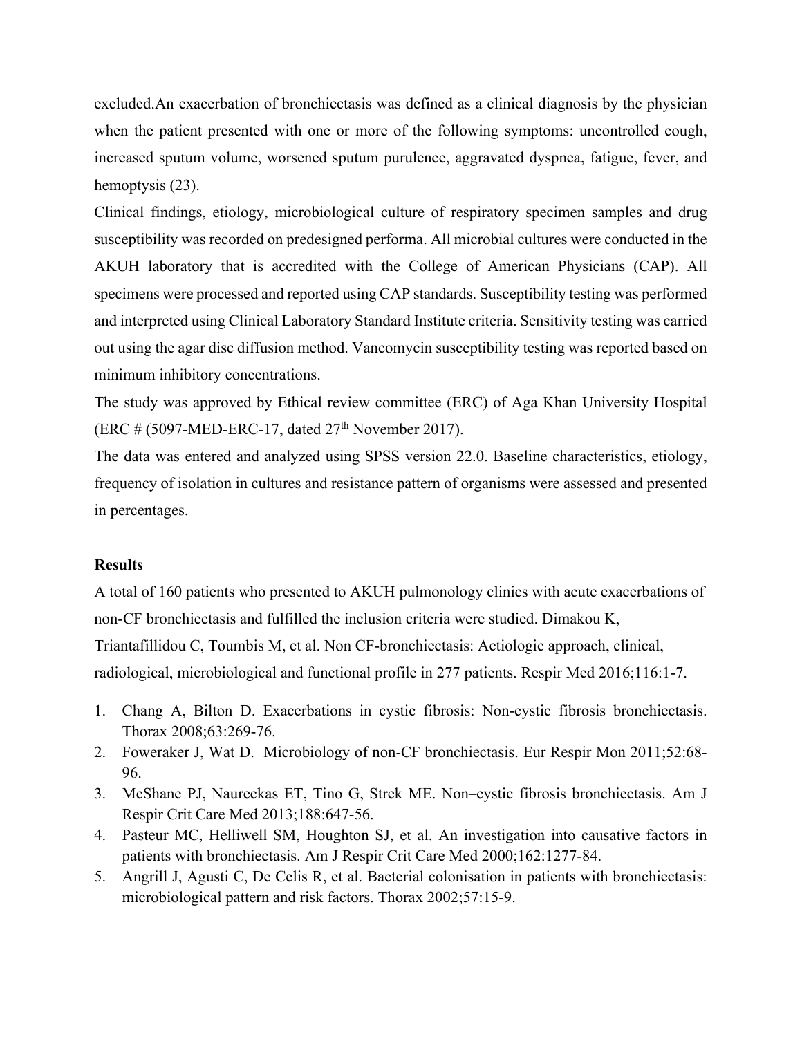excluded.An exacerbation of bronchiectasis was defined as a clinical diagnosis by the physician when the patient presented with one or more of the following symptoms: uncontrolled cough, increased sputum volume, worsened sputum purulence, aggravated dyspnea, fatigue, fever, and hemoptysis (23).

Clinical findings, etiology, microbiological culture of respiratory specimen samples and drug susceptibility was recorded on predesigned performa. All microbial cultures were conducted in the AKUH laboratory that is accredited with the College of American Physicians (CAP). All specimens were processed and reported using CAP standards. Susceptibility testing was performed and interpreted using Clinical Laboratory Standard Institute criteria. Sensitivity testing was carried out using the agar disc diffusion method. Vancomycin susceptibility testing was reported based on minimum inhibitory concentrations.

The study was approved by Ethical review committee (ERC) of Aga Khan University Hospital (ERC # (5097-MED-ERC-17, dated 27th November 2017).

The data was entered and analyzed using SPSS version 22.0. Baseline characteristics, etiology, frequency of isolation in cultures and resistance pattern of organisms were assessed and presented in percentages.

**Results**

A total of 160 patients who presented to AKUH pulmonology clinics with acute exacerbations of non-CF bronchiectasis and fulfilled the inclusion criteria were studied. Dimakou K, Triantafillidou C, Toumbis M, et al. Non CF-bronchiectasis: Aetiologic approach, clinical, radiological, microbiological and functional profile in 277 patients. Respir Med 2016;116:1-7.

1. Chang A, Bilton D. Exacerbations in cystic fibrosis: Non-cystic fibrosis bronchiectasis. Thorax 2008;63:269-76.
2. Foweraker J, Wat D. Microbiology of non-CF bronchiectasis. Eur Respir Mon 2011;52:68-96.
3. McShane PJ, Naureckas ET, Tino G, Strek ME. Non–cystic fibrosis bronchiectasis. Am J Respir Crit Care Med 2013;188:647-56.
4. Pasteur MC, Helliwell SM, Houghton SJ, et al. An investigation into causative factors in patients with bronchiectasis. Am J Respir Crit Care Med 2000;162:1277-84.
5. Angrill J, Agusti C, De Celis R, et al. Bacterial colonisation in patients with bronchiectasis: microbiological pattern and risk factors. Thorax 2002;57:15-9.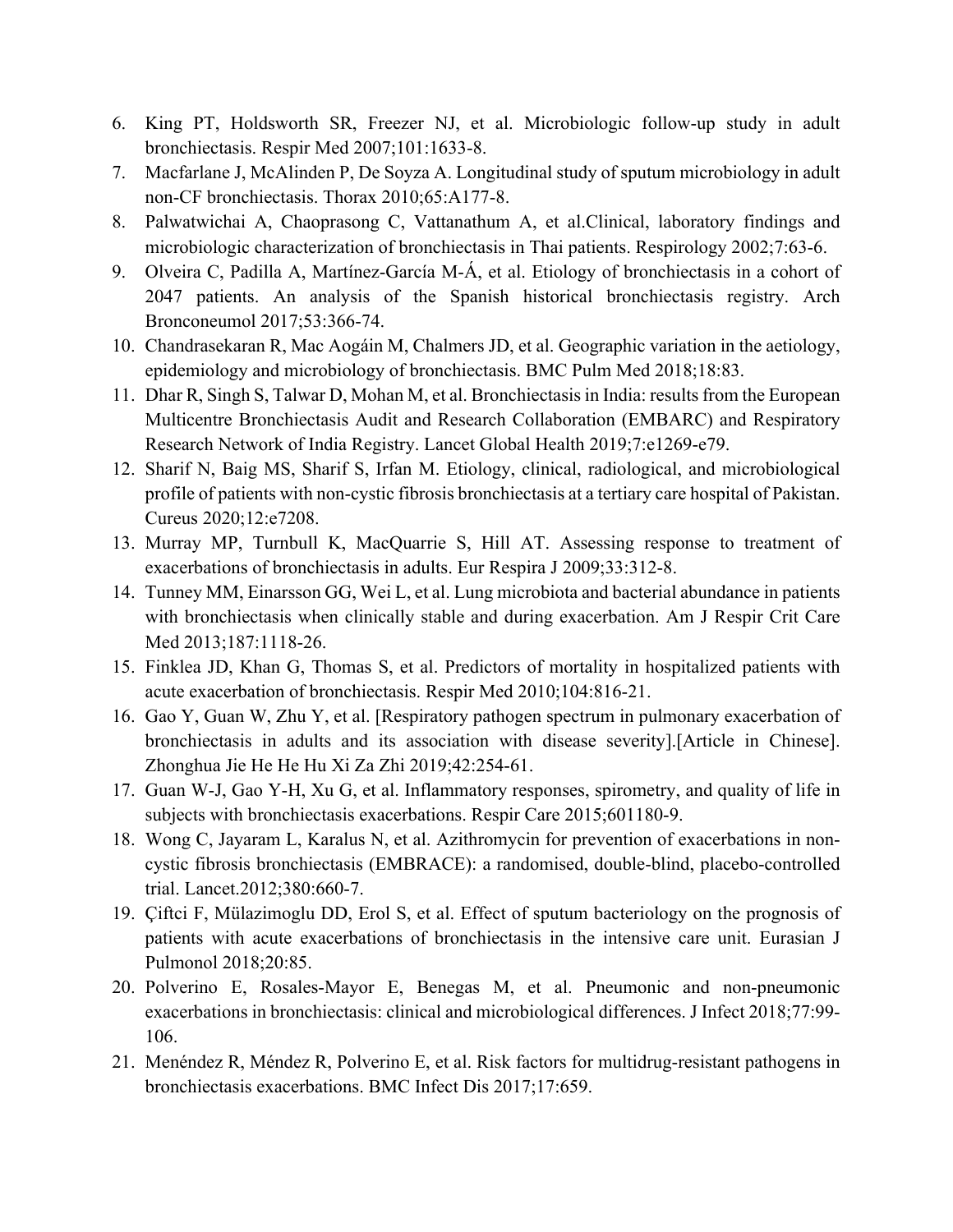6. King PT, Holdsworth SR, Freezer NJ, et al. Microbiologic follow-up study in adult bronchiectasis. Respir Med 2007;101:1633-8.
7. Macfarlane J, McAlinden P, De Soyza A. Longitudinal study of sputum microbiology in adult non-CF bronchiectasis. Thorax 2010;65:A177-8.
8. Palwatwichai A, Chaoprasong C, Vattanathum A, et al.Clinical, laboratory findings and microbiologic characterization of bronchiectasis in Thai patients. Respirology 2002;7:63-6.
9. Olveira C, Padilla A, Martínez-García M-Á, et al. Etiology of bronchiectasis in a cohort of 2047 patients. An analysis of the Spanish historical bronchiectasis registry. Arch Bronconeumol 2017;53:366-74.
10. Chandrasekaran R, Mac Aogáin M, Chalmers JD, et al. Geographic variation in the aetiology, epidemiology and microbiology of bronchiectasis. BMC Pulm Med 2018;18:83.
11. Dhar R, Singh S, Talwar D, Mohan M, et al. Bronchiectasis in India: results from the European Multicentre Bronchiectasis Audit and Research Collaboration (EMBARC) and Respiratory Research Network of India Registry. Lancet Global Health 2019;7:e1269-e79.
12. Sharif N, Baig MS, Sharif S, Irfan M. Etiology, clinical, radiological, and microbiological profile of patients with non-cystic fibrosis bronchiectasis at a tertiary care hospital of Pakistan. Cureus 2020;12:e7208.
13. Murray MP, Turnbull K, MacQuarrie S, Hill AT. Assessing response to treatment of exacerbations of bronchiectasis in adults. Eur Respira J 2009;33:312-8.
14. Tunney MM, Einarsson GG, Wei L, et al. Lung microbiota and bacterial abundance in patients with bronchiectasis when clinically stable and during exacerbation. Am J Respir Crit Care Med 2013;187:1118-26.
15. Finklea JD, Khan G, Thomas S, et al. Predictors of mortality in hospitalized patients with acute exacerbation of bronchiectasis. Respir Med 2010;104:816-21.
16. Gao Y, Guan W, Zhu Y, et al. [Respiratory pathogen spectrum in pulmonary exacerbation of bronchiectasis in adults and its association with disease severity].[Article in Chinese]. Zhonghua Jie He He Hu Xi Za Zhi 2019;42:254-61.
17. Guan W-J, Gao Y-H, Xu G, et al. Inflammatory responses, spirometry, and quality of life in subjects with bronchiectasis exacerbations. Respir Care 2015;601180-9.
18. Wong C, Jayaram L, Karalus N, et al. Azithromycin for prevention of exacerbations in non-cystic fibrosis bronchiectasis (EMBRACE): a randomised, double-blind, placebo-controlled trial. Lancet.2012;380:660-7.
19. Çiftci F, Mülazimoglu DD, Erol S, et al. Effect of sputum bacteriology on the prognosis of patients with acute exacerbations of bronchiectasis in the intensive care unit. Eurasian J Pulmonol 2018;20:85.
20. Polverino E, Rosales-Mayor E, Benegas M, et al. Pneumonic and non-pneumonic exacerbations in bronchiectasis: clinical and microbiological differences. J Infect 2018;77:99-106.
21. Menéndez R, Méndez R, Polverino E, et al. Risk factors for multidrug-resistant pathogens in bronchiectasis exacerbations. BMC Infect Dis 2017;17:659.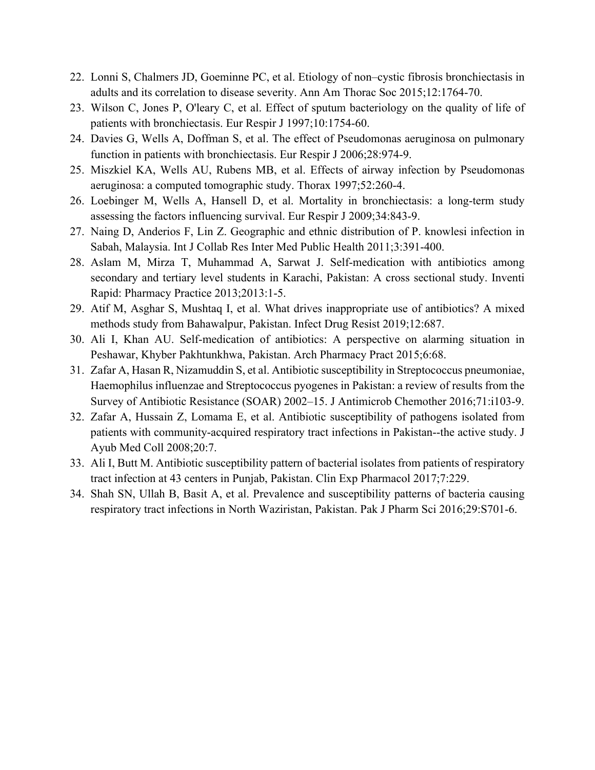22. Lonni S, Chalmers JD, Goeminne PC, et al. Etiology of non–cystic fibrosis bronchiectasis in adults and its correlation to disease severity. Ann Am Thorac Soc 2015;12:1764-70.
23. Wilson C, Jones P, O'leary C, et al. Effect of sputum bacteriology on the quality of life of patients with bronchiectasis. Eur Respir J 1997;10:1754-60.
24. Davies G, Wells A, Doffman S, et al. The effect of Pseudomonas aeruginosa on pulmonary function in patients with bronchiectasis. Eur Respir J 2006;28:974-9.
25. Miszkiel KA, Wells AU, Rubens MB, et al. Effects of airway infection by Pseudomonas aeruginosa: a computed tomographic study. Thorax 1997;52:260-4.
26. Loebinger M, Wells A, Hansell D, et al. Mortality in bronchiectasis: a long-term study assessing the factors influencing survival. Eur Respir J 2009;34:843-9.
27. Naing D, Anderios F, Lin Z. Geographic and ethnic distribution of P. knowlesi infection in Sabah, Malaysia. Int J Collab Res Inter Med Public Health 2011;3:391-400.
28. Aslam M, Mirza T, Muhammad A, Sarwat J. Self-medication with antibiotics among secondary and tertiary level students in Karachi, Pakistan: A cross sectional study. Inventi Rapid: Pharmacy Practice 2013;2013:1-5.
29. Atif M, Asghar S, Mushtaq I, et al. What drives inappropriate use of antibiotics? A mixed methods study from Bahawalpur, Pakistan. Infect Drug Resist 2019;12:687.
30. Ali I, Khan AU. Self-medication of antibiotics: A perspective on alarming situation in Peshawar, Khyber Pakhtunkhwa, Pakistan. Arch Pharmacy Pract 2015;6:68.
31. Zafar A, Hasan R, Nizamuddin S, et al. Antibiotic susceptibility in Streptococcus pneumoniae, Haemophilus influenzae and Streptococcus pyogenes in Pakistan: a review of results from the Survey of Antibiotic Resistance (SOAR) 2002–15. J Antimicrob Chemother 2016;71:i103-9.
32. Zafar A, Hussain Z, Lomama E, et al. Antibiotic susceptibility of pathogens isolated from patients with community-acquired respiratory tract infections in Pakistan--the active study. J Ayub Med Coll 2008;20:7.
33. Ali I, Butt M. Antibiotic susceptibility pattern of bacterial isolates from patients of respiratory tract infection at 43 centers in Punjab, Pakistan. Clin Exp Pharmacol 2017;7:229.
34. Shah SN, Ullah B, Basit A, et al. Prevalence and susceptibility patterns of bacteria causing respiratory tract infections in North Waziristan, Pakistan. Pak J Pharm Sci 2016;29:S701-6.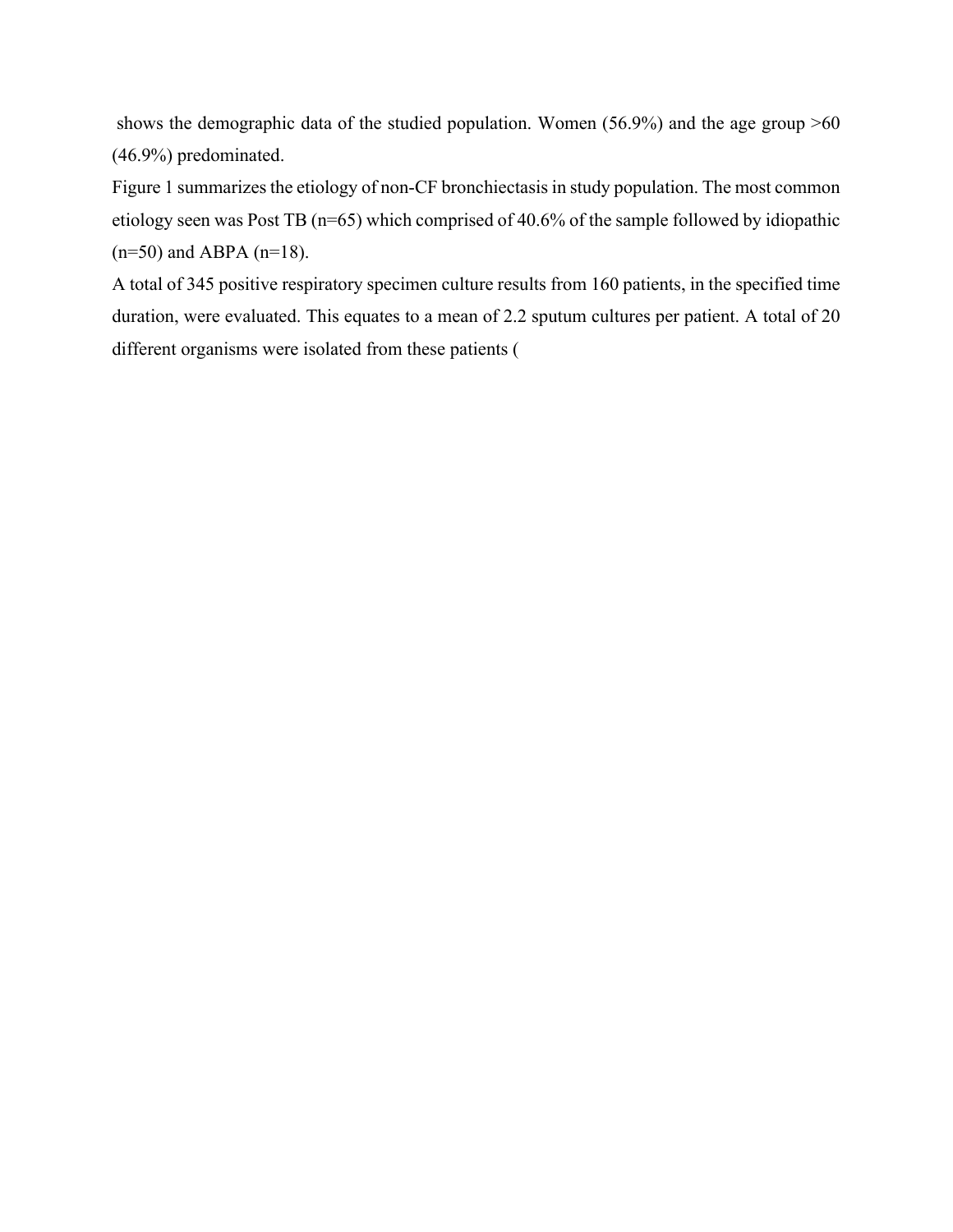shows the demographic data of the studied population. Women (56.9%) and the age group >60 (46.9%) predominated.

Figure 1 summarizes the etiology of non-CF bronchiectasis in study population. The most common etiology seen was Post TB (n=65) which comprised of 40.6% of the sample followed by idiopathic (n=50) and ABPA (n=18).

A total of 345 positive respiratory specimen culture results from 160 patients, in the specified time duration, were evaluated. This equates to a mean of 2.2 sputum cultures per patient. A total of 20 different organisms were isolated from these patients (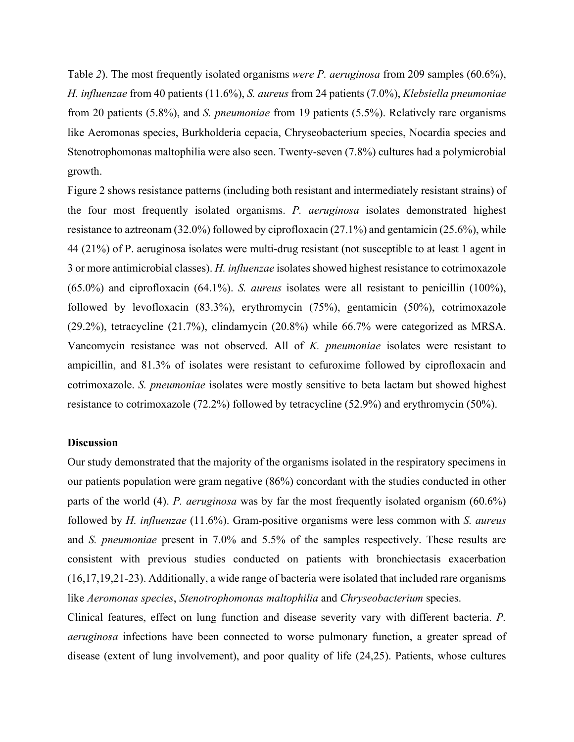Table *2*). The most frequently isolated organisms *were P. aeruginosa* from 209 samples (60.6%), *H. influenzae* from 40 patients (11.6%), *S. aureus* from 24 patients (7.0%), *Klebsiella pneumoniae* from 20 patients (5.8%), and *S. pneumoniae* from 19 patients (5.5%). Relatively rare organisms like Aeromonas species, Burkholderia cepacia, Chryseobacterium species, Nocardia species and Stenotrophomonas maltophilia were also seen. Twenty-seven (7.8%) cultures had a polymicrobial growth.

Figure 2 shows resistance patterns (including both resistant and intermediately resistant strains) of the four most frequently isolated organisms. *P. aeruginosa* isolates demonstrated highest resistance to aztreonam (32.0%) followed by ciprofloxacin (27.1%) and gentamicin (25.6%), while 44 (21%) of P. aeruginosa isolates were multi-drug resistant (not susceptible to at least 1 agent in 3 or more antimicrobial classes). *H. influenzae* isolates showed highest resistance to cotrimoxazole (65.0%) and ciprofloxacin (64.1%). *S. aureus* isolates were all resistant to penicillin (100%), followed by levofloxacin (83.3%), erythromycin (75%), gentamicin (50%), cotrimoxazole (29.2%), tetracycline (21.7%), clindamycin (20.8%) while 66.7% were categorized as MRSA. Vancomycin resistance was not observed. All of *K. pneumoniae* isolates were resistant to ampicillin, and 81.3% of isolates were resistant to cefuroxime followed by ciprofloxacin and cotrimoxazole. *S. pneumoniae* isolates were mostly sensitive to beta lactam but showed highest resistance to cotrimoxazole (72.2%) followed by tetracycline (52.9%) and erythromycin (50%).

## Discussion

Our study demonstrated that the majority of the organisms isolated in the respiratory specimens in our patients population were gram negative (86%) concordant with the studies conducted in other parts of the world (4). *P. aeruginosa* was by far the most frequently isolated organism (60.6%) followed by *H. influenzae* (11.6%). Gram-positive organisms were less common with *S. aureus* and *S. pneumoniae* present in 7.0% and 5.5% of the samples respectively. These results are consistent with previous studies conducted on patients with bronchiectasis exacerbation (16,17,19,21-23). Additionally, a wide range of bacteria were isolated that included rare organisms like *Aeromonas species*, *Stenotrophomonas maltophilia* and *Chryseobacterium* species.

Clinical features, effect on lung function and disease severity vary with different bacteria. *P. aeruginosa* infections have been connected to worse pulmonary function, a greater spread of disease (extent of lung involvement), and poor quality of life (24,25). Patients, whose cultures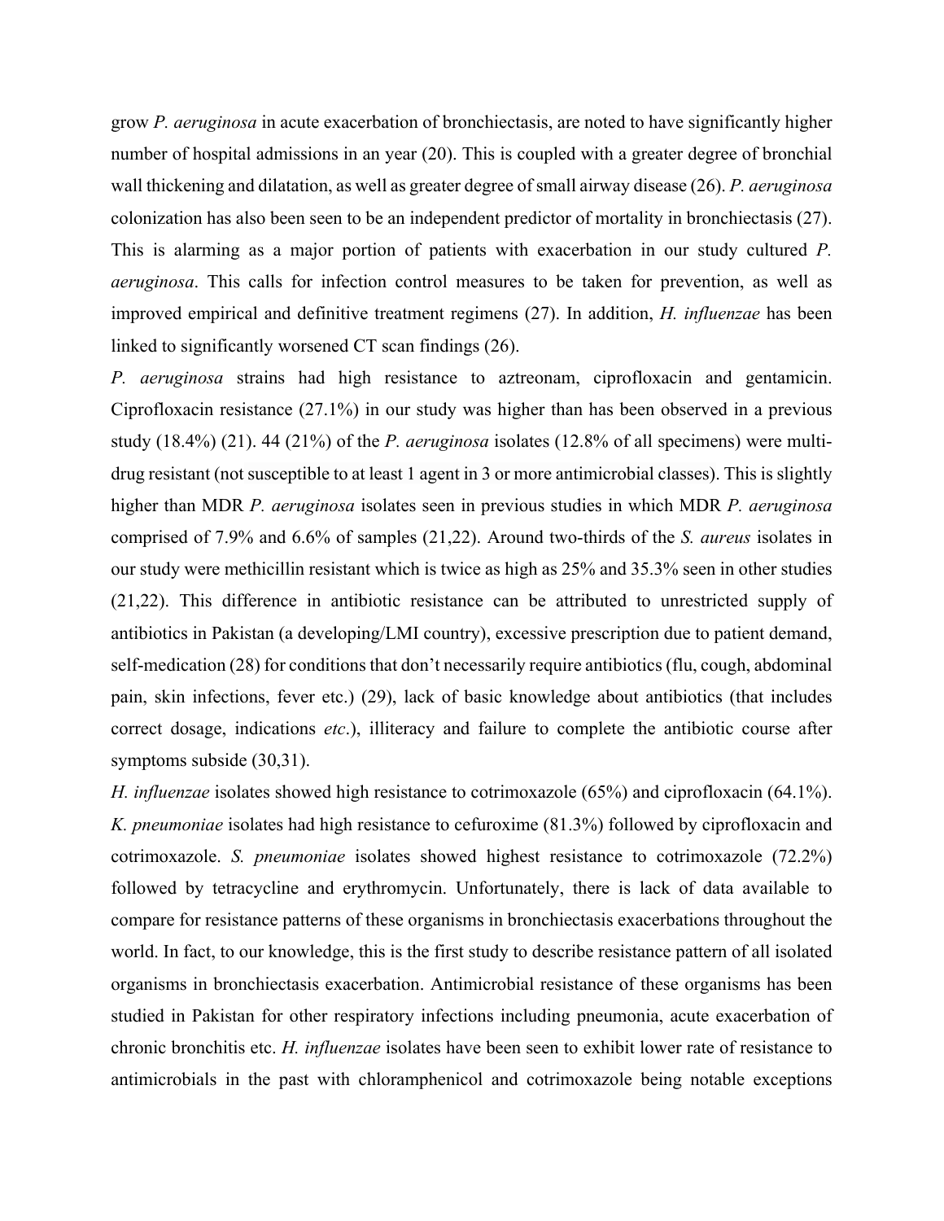grow *P. aeruginosa* in acute exacerbation of bronchiectasis, are noted to have significantly higher number of hospital admissions in an year (20). This is coupled with a greater degree of bronchial wall thickening and dilatation, as well as greater degree of small airway disease (26). *P. aeruginosa* colonization has also been seen to be an independent predictor of mortality in bronchiectasis (27). This is alarming as a major portion of patients with exacerbation in our study cultured *P. aeruginosa*. This calls for infection control measures to be taken for prevention, as well as improved empirical and definitive treatment regimens (27). In addition, *H. influenzae* has been linked to significantly worsened CT scan findings (26).

*P. aeruginosa* strains had high resistance to aztreonam, ciprofloxacin and gentamicin. Ciprofloxacin resistance (27.1%) in our study was higher than has been observed in a previous study (18.4%) (21). 44 (21%) of the *P. aeruginosa* isolates (12.8% of all specimens) were multi-drug resistant (not susceptible to at least 1 agent in 3 or more antimicrobial classes). This is slightly higher than MDR *P. aeruginosa* isolates seen in previous studies in which MDR *P. aeruginosa* comprised of 7.9% and 6.6% of samples (21,22). Around two-thirds of the *S. aureus* isolates in our study were methicillin resistant which is twice as high as 25% and 35.3% seen in other studies (21,22). This difference in antibiotic resistance can be attributed to unrestricted supply of antibiotics in Pakistan (a developing/LMI country), excessive prescription due to patient demand, self-medication (28) for conditions that don't necessarily require antibiotics (flu, cough, abdominal pain, skin infections, fever etc.) (29), lack of basic knowledge about antibiotics (that includes correct dosage, indications *etc*.), illiteracy and failure to complete the antibiotic course after symptoms subside (30,31).

*H. influenzae* isolates showed high resistance to cotrimoxazole (65%) and ciprofloxacin (64.1%). *K. pneumoniae* isolates had high resistance to cefuroxime (81.3%) followed by ciprofloxacin and cotrimoxazole. *S. pneumoniae* isolates showed highest resistance to cotrimoxazole (72.2%) followed by tetracycline and erythromycin. Unfortunately, there is lack of data available to compare for resistance patterns of these organisms in bronchiectasis exacerbations throughout the world. In fact, to our knowledge, this is the first study to describe resistance pattern of all isolated organisms in bronchiectasis exacerbation. Antimicrobial resistance of these organisms has been studied in Pakistan for other respiratory infections including pneumonia, acute exacerbation of chronic bronchitis etc. *H. influenzae* isolates have been seen to exhibit lower rate of resistance to antimicrobials in the past with chloramphenicol and cotrimoxazole being notable exceptions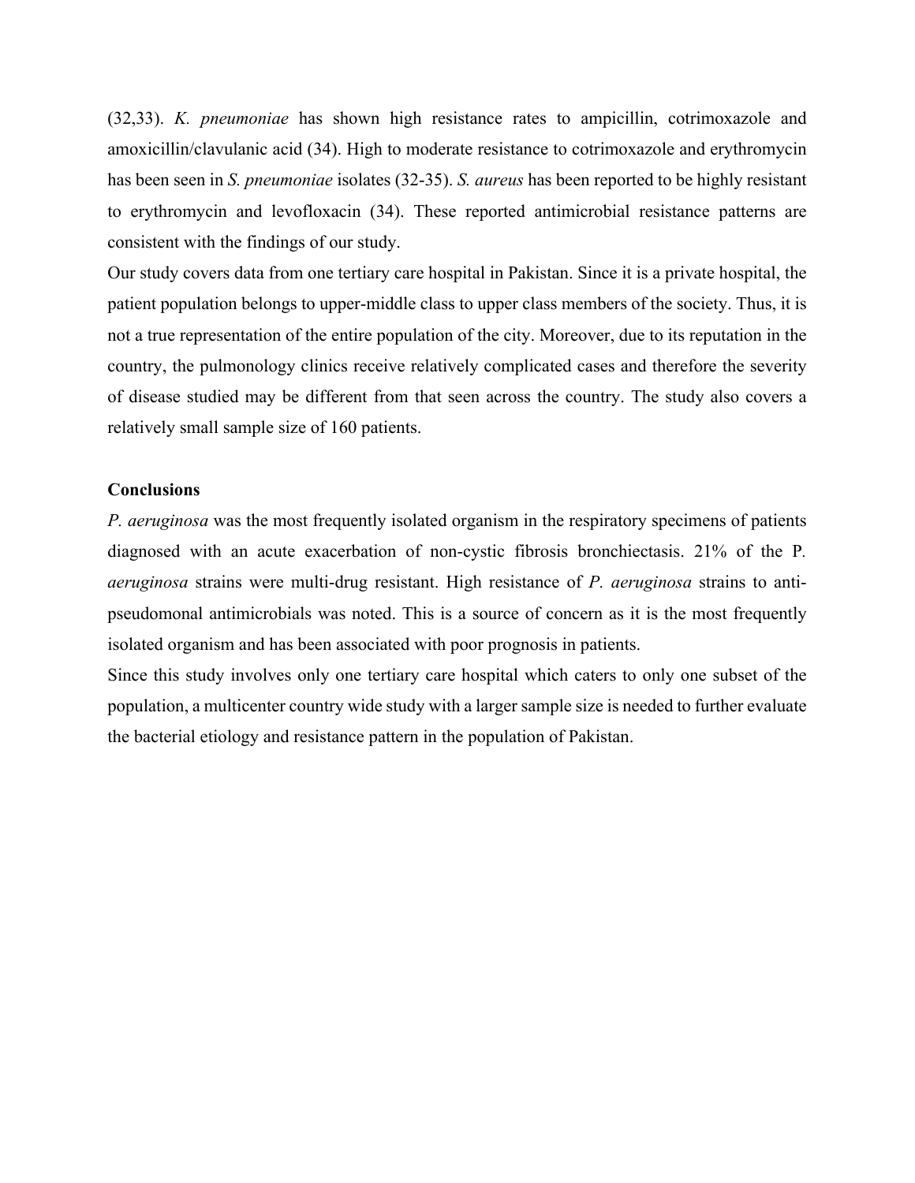(32,33). *K. pneumoniae* has shown high resistance rates to ampicillin, cotrimoxazole and amoxicillin/clavulanic acid (34). High to moderate resistance to cotrimoxazole and erythromycin has been seen in *S. pneumoniae* isolates (32-35). *S. aureus* has been reported to be highly resistant to erythromycin and levofloxacin (34). These reported antimicrobial resistance patterns are consistent with the findings of our study.

Our study covers data from one tertiary care hospital in Pakistan. Since it is a private hospital, the patient population belongs to upper-middle class to upper class members of the society. Thus, it is not a true representation of the entire population of the city. Moreover, due to its reputation in the country, the pulmonology clinics receive relatively complicated cases and therefore the severity of disease studied may be different from that seen across the country. The study also covers a relatively small sample size of 160 patients.

**Conclusions**

*P. aeruginosa* was the most frequently isolated organism in the respiratory specimens of patients diagnosed with an acute exacerbation of non-cystic fibrosis bronchiectasis. 21% of the P. *aeruginosa* strains were multi-drug resistant. High resistance of *P. aeruginosa* strains to anti-pseudomonal antimicrobials was noted. This is a source of concern as it is the most frequently isolated organism and has been associated with poor prognosis in patients.

Since this study involves only one tertiary care hospital which caters to only one subset of the population, a multicenter country wide study with a larger sample size is needed to further evaluate the bacterial etiology and resistance pattern in the population of Pakistan.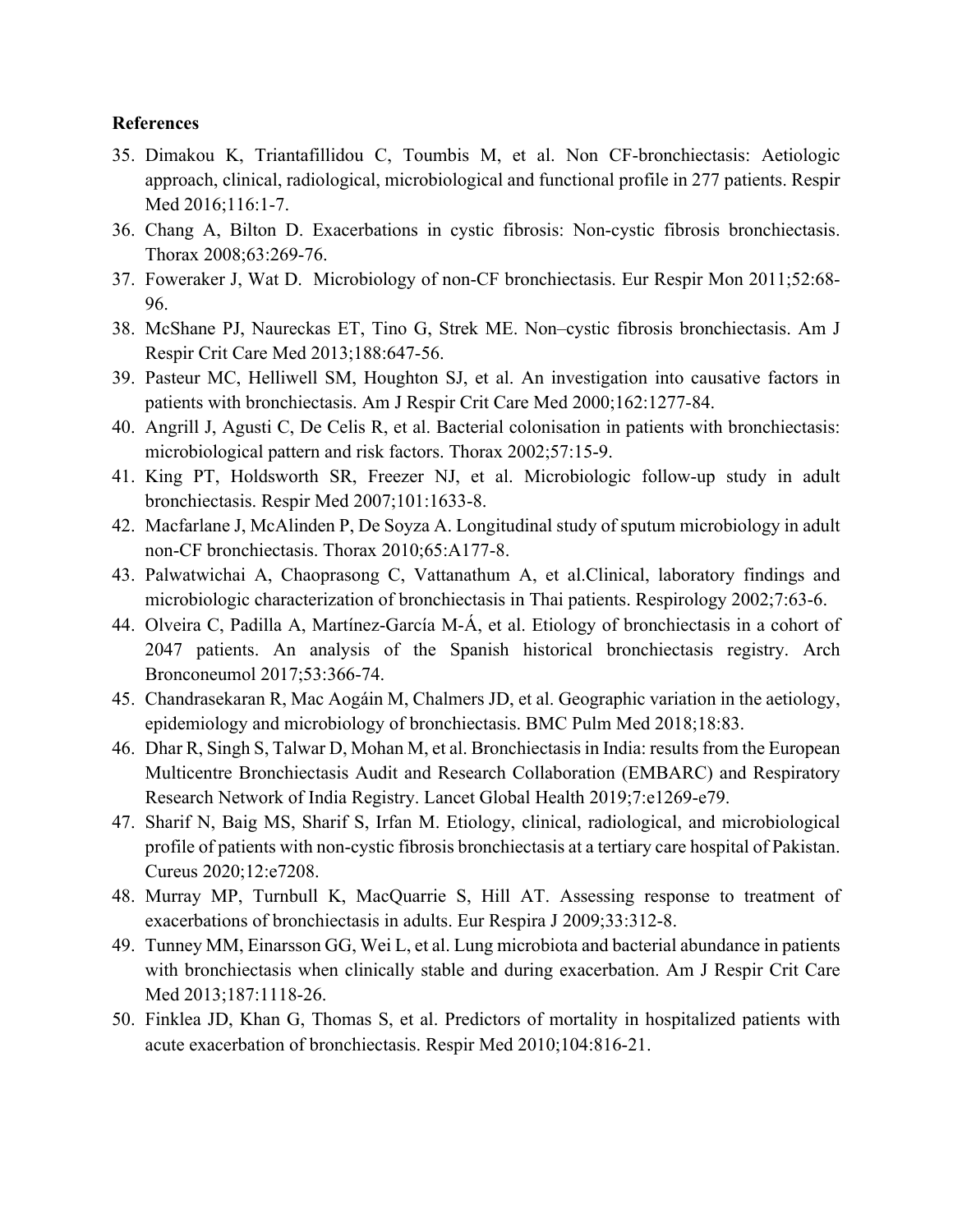**References**

35. Dimakou K, Triantafillidou C, Toumbis M, et al. Non CF-bronchiectasis: Aetiologic approach, clinical, radiological, microbiological and functional profile in 277 patients. Respir Med 2016;116:1-7.
36. Chang A, Bilton D. Exacerbations in cystic fibrosis: Non-cystic fibrosis bronchiectasis. Thorax 2008;63:269-76.
37. Foweraker J, Wat D. Microbiology of non-CF bronchiectasis. Eur Respir Mon 2011;52:68-96.
38. McShane PJ, Naureckas ET, Tino G, Strek ME. Non–cystic fibrosis bronchiectasis. Am J Respir Crit Care Med 2013;188:647-56.
39. Pasteur MC, Helliwell SM, Houghton SJ, et al. An investigation into causative factors in patients with bronchiectasis. Am J Respir Crit Care Med 2000;162:1277-84.
40. Angrill J, Agusti C, De Celis R, et al. Bacterial colonisation in patients with bronchiectasis: microbiological pattern and risk factors. Thorax 2002;57:15-9.
41. King PT, Holdsworth SR, Freezer NJ, et al. Microbiologic follow-up study in adult bronchiectasis. Respir Med 2007;101:1633-8.
42. Macfarlane J, McAlinden P, De Soyza A. Longitudinal study of sputum microbiology in adult non-CF bronchiectasis. Thorax 2010;65:A177-8.
43. Palwatwichai A, Chaoprasong C, Vattanathum A, et al.Clinical, laboratory findings and microbiologic characterization of bronchiectasis in Thai patients. Respirology 2002;7:63-6.
44. Olveira C, Padilla A, Martínez-García M-Á, et al. Etiology of bronchiectasis in a cohort of 2047 patients. An analysis of the Spanish historical bronchiectasis registry. Arch Bronconeumol 2017;53:366-74.
45. Chandrasekaran R, Mac Aogáin M, Chalmers JD, et al. Geographic variation in the aetiology, epidemiology and microbiology of bronchiectasis. BMC Pulm Med 2018;18:83.
46. Dhar R, Singh S, Talwar D, Mohan M, et al. Bronchiectasis in India: results from the European Multicentre Bronchiectasis Audit and Research Collaboration (EMBARC) and Respiratory Research Network of India Registry. Lancet Global Health 2019;7:e1269-e79.
47. Sharif N, Baig MS, Sharif S, Irfan M. Etiology, clinical, radiological, and microbiological profile of patients with non-cystic fibrosis bronchiectasis at a tertiary care hospital of Pakistan. Cureus 2020;12:e7208.
48. Murray MP, Turnbull K, MacQuarrie S, Hill AT. Assessing response to treatment of exacerbations of bronchiectasis in adults. Eur Respira J 2009;33:312-8.
49. Tunney MM, Einarsson GG, Wei L, et al. Lung microbiota and bacterial abundance in patients with bronchiectasis when clinically stable and during exacerbation. Am J Respir Crit Care Med 2013;187:1118-26.
50. Finklea JD, Khan G, Thomas S, et al. Predictors of mortality in hospitalized patients with acute exacerbation of bronchiectasis. Respir Med 2010;104:816-21.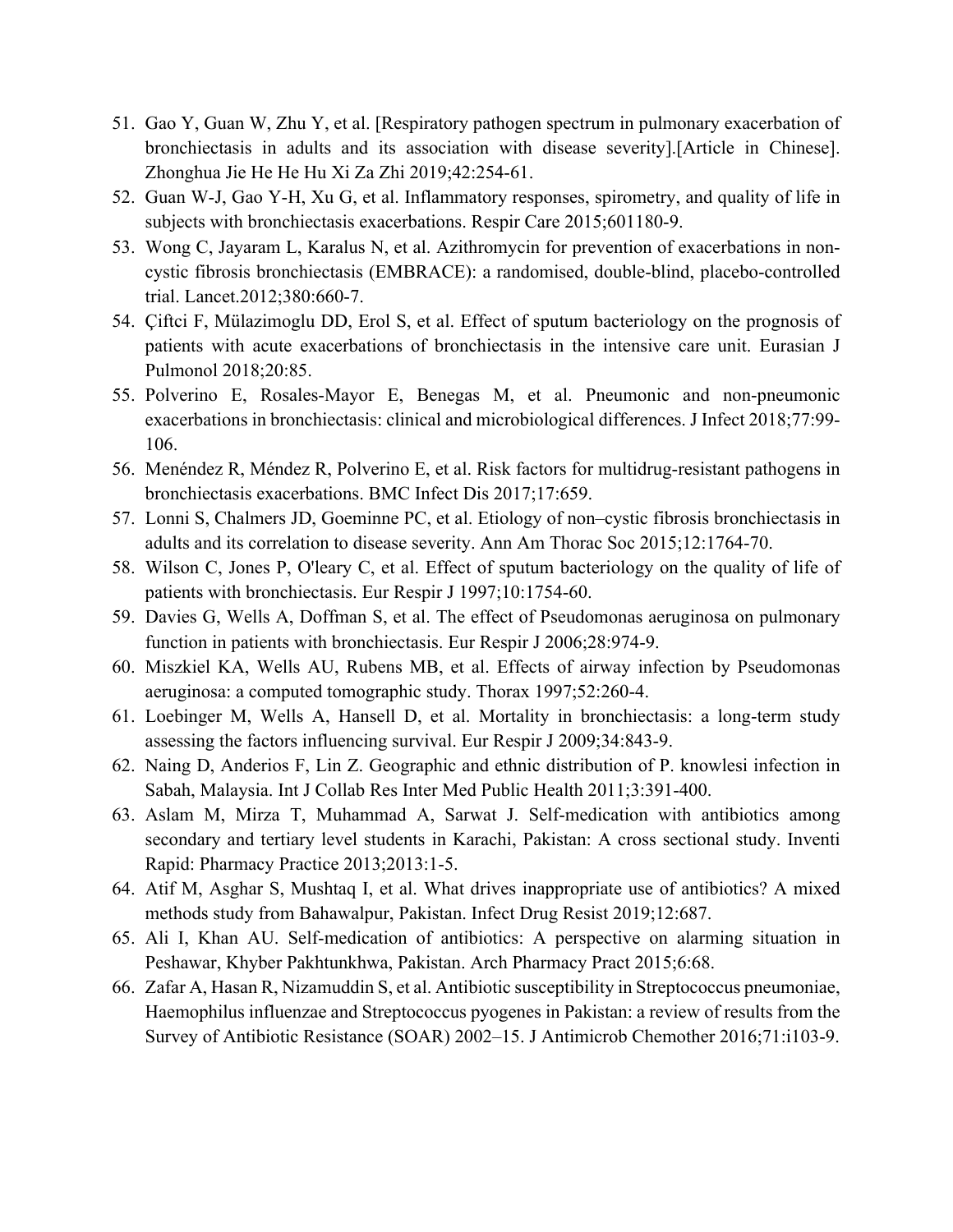51. Gao Y, Guan W, Zhu Y, et al. [Respiratory pathogen spectrum in pulmonary exacerbation of bronchiectasis in adults and its association with disease severity].[Article in Chinese]. Zhonghua Jie He He Hu Xi Za Zhi 2019;42:254-61.
52. Guan W-J, Gao Y-H, Xu G, et al. Inflammatory responses, spirometry, and quality of life in subjects with bronchiectasis exacerbations. Respir Care 2015;601180-9.
53. Wong C, Jayaram L, Karalus N, et al. Azithromycin for prevention of exacerbations in non-cystic fibrosis bronchiectasis (EMBRACE): a randomised, double-blind, placebo-controlled trial. Lancet.2012;380:660-7.
54. Çiftci F, Mülazimoglu DD, Erol S, et al. Effect of sputum bacteriology on the prognosis of patients with acute exacerbations of bronchiectasis in the intensive care unit. Eurasian J Pulmonol 2018;20:85.
55. Polverino E, Rosales-Mayor E, Benegas M, et al. Pneumonic and non-pneumonic exacerbations in bronchiectasis: clinical and microbiological differences. J Infect 2018;77:99-106.
56. Menéndez R, Méndez R, Polverino E, et al. Risk factors for multidrug-resistant pathogens in bronchiectasis exacerbations. BMC Infect Dis 2017;17:659.
57. Lonni S, Chalmers JD, Goeminne PC, et al. Etiology of non–cystic fibrosis bronchiectasis in adults and its correlation to disease severity. Ann Am Thorac Soc 2015;12:1764-70.
58. Wilson C, Jones P, O'leary C, et al. Effect of sputum bacteriology on the quality of life of patients with bronchiectasis. Eur Respir J 1997;10:1754-60.
59. Davies G, Wells A, Doffman S, et al. The effect of Pseudomonas aeruginosa on pulmonary function in patients with bronchiectasis. Eur Respir J 2006;28:974-9.
60. Miszkiel KA, Wells AU, Rubens MB, et al. Effects of airway infection by Pseudomonas aeruginosa: a computed tomographic study. Thorax 1997;52:260-4.
61. Loebinger M, Wells A, Hansell D, et al. Mortality in bronchiectasis: a long-term study assessing the factors influencing survival. Eur Respir J 2009;34:843-9.
62. Naing D, Anderios F, Lin Z. Geographic and ethnic distribution of P. knowlesi infection in Sabah, Malaysia. Int J Collab Res Inter Med Public Health 2011;3:391-400.
63. Aslam M, Mirza T, Muhammad A, Sarwat J. Self-medication with antibiotics among secondary and tertiary level students in Karachi, Pakistan: A cross sectional study. Inventi Rapid: Pharmacy Practice 2013;2013:1-5.
64. Atif M, Asghar S, Mushtaq I, et al. What drives inappropriate use of antibiotics? A mixed methods study from Bahawalpur, Pakistan. Infect Drug Resist 2019;12:687.
65. Ali I, Khan AU. Self-medication of antibiotics: A perspective on alarming situation in Peshawar, Khyber Pakhtunkhwa, Pakistan. Arch Pharmacy Pract 2015;6:68.
66. Zafar A, Hasan R, Nizamuddin S, et al. Antibiotic susceptibility in Streptococcus pneumoniae, Haemophilus influenzae and Streptococcus pyogenes in Pakistan: a review of results from the Survey of Antibiotic Resistance (SOAR) 2002–15. J Antimicrob Chemother 2016;71:i103-9.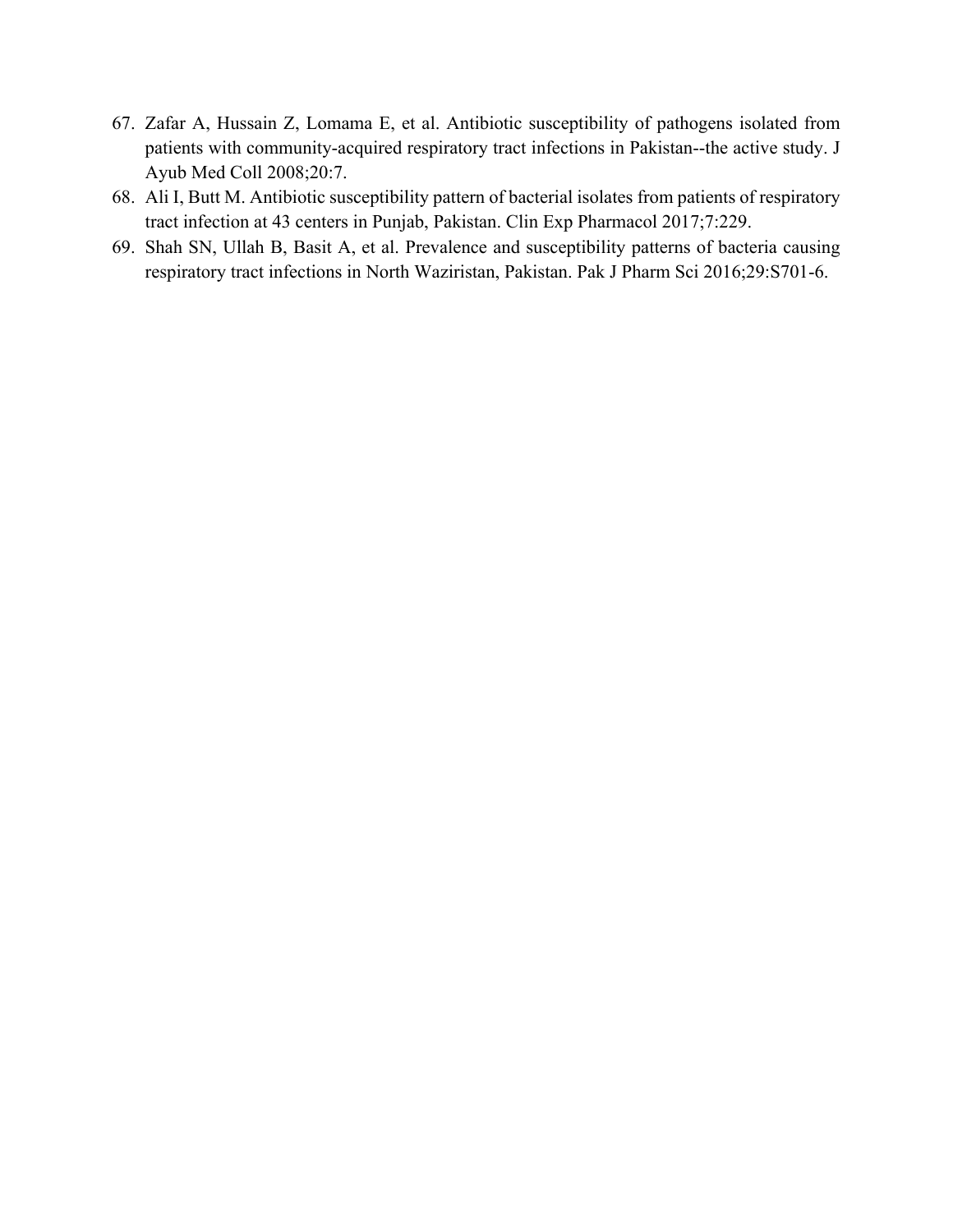67. Zafar A, Hussain Z, Lomama E, et al. Antibiotic susceptibility of pathogens isolated from patients with community-acquired respiratory tract infections in Pakistan--the active study. J Ayub Med Coll 2008;20:7.
68. Ali I, Butt M. Antibiotic susceptibility pattern of bacterial isolates from patients of respiratory tract infection at 43 centers in Punjab, Pakistan. Clin Exp Pharmacol 2017;7:229.
69. Shah SN, Ullah B, Basit A, et al. Prevalence and susceptibility patterns of bacteria causing respiratory tract infections in North Waziristan, Pakistan. Pak J Pharm Sci 2016;29:S701-6.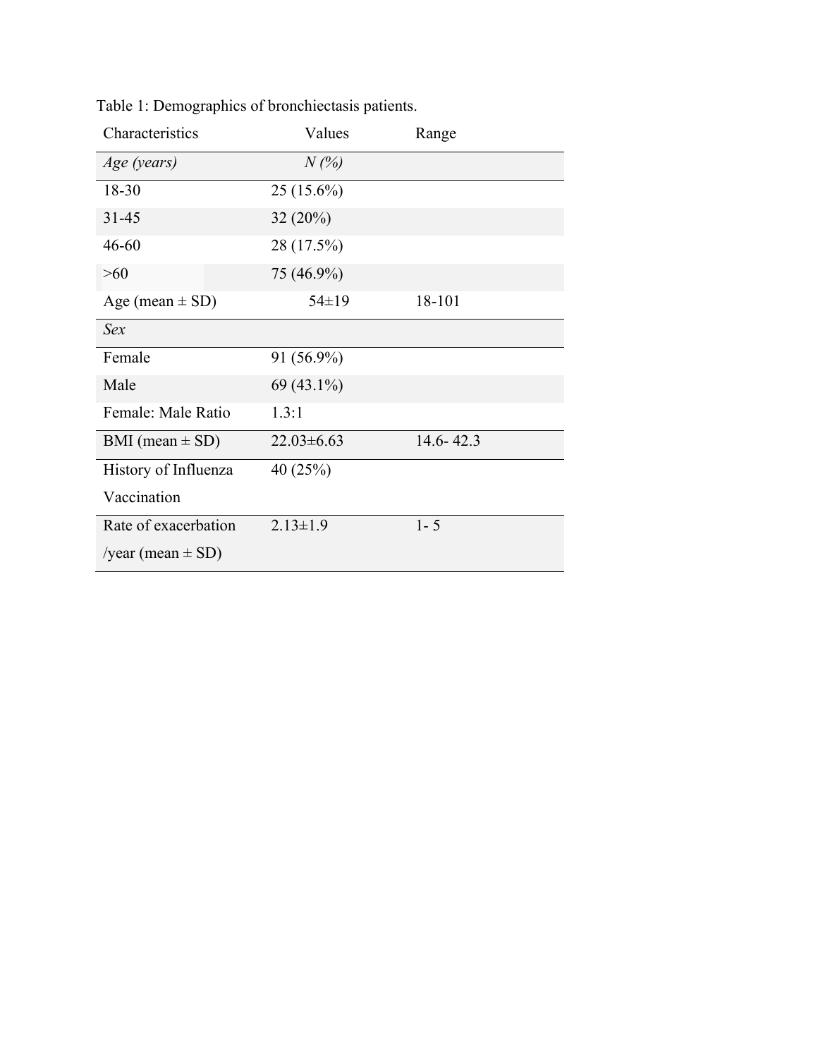Table 1: Demographics of bronchiectasis patients.

| Characteristics | Values | Range |
|---|---|---|
| *Age (years)* | *N (%)* | |
| 18-30 | 25 (15.6%) | |
| 31-45 | 32 (20%) | |
| 46-60 | 28 (17.5%) | |
| >60 | 75 (46.9%) | |
| Age (mean ± SD) | 54±19 | 18-101 |
| *Sex* | | |
| Female | 91 (56.9%) | |
| Male | 69 (43.1%) | |
| Female: Male Ratio | 1.3:1 | |
| BMI (mean ± SD) | 22.03±6.63 | 14.6- 42.3 |
| History of Influenza Vaccination | 40 (25%) | |
| Rate of exacerbation /year (mean ± SD) | 2.13±1.9 | 1- 5 |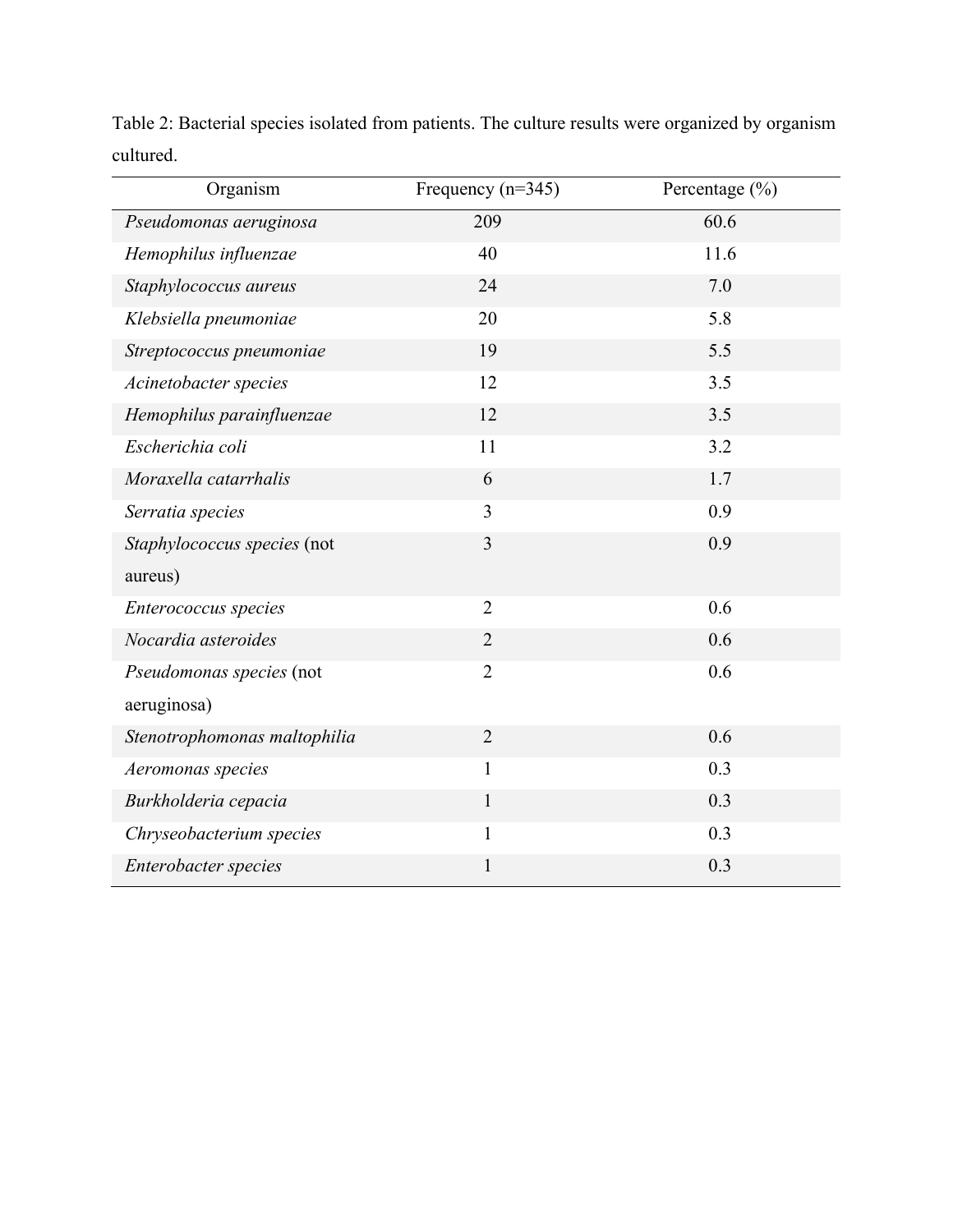Table 2: Bacterial species isolated from patients. The culture results were organized by organism cultured.

| Organism | Frequency (n=345) | Percentage (%) |
|---|---|---|
| *Pseudomonas aeruginosa* | 209 | 60.6 |
| *Hemophilus influenzae* | 40 | 11.6 |
| *Staphylococcus aureus* | 24 | 7.0 |
| *Klebsiella pneumoniae* | 20 | 5.8 |
| *Streptococcus pneumoniae* | 19 | 5.5 |
| *Acinetobacter species* | 12 | 3.5 |
| *Hemophilus parainfluenzae* | 12 | 3.5 |
| *Escherichia coli* | 11 | 3.2 |
| *Moraxella catarrhalis* | 6 | 1.7 |
| *Serratia species* | 3 | 0.9 |
| *Staphylococcus species* (not aureus) | 3 | 0.9 |
| *Enterococcus species* | 2 | 0.6 |
| *Nocardia asteroides* | 2 | 0.6 |
| *Pseudomonas species* (not aeruginosa) | 2 | 0.6 |
| *Stenotrophomonas maltophilia* | 2 | 0.6 |
| *Aeromonas species* | 1 | 0.3 |
| *Burkholderia cepacia* | 1 | 0.3 |
| *Chryseobacterium species* | 1 | 0.3 |
| *Enterobacter species* | 1 | 0.3 |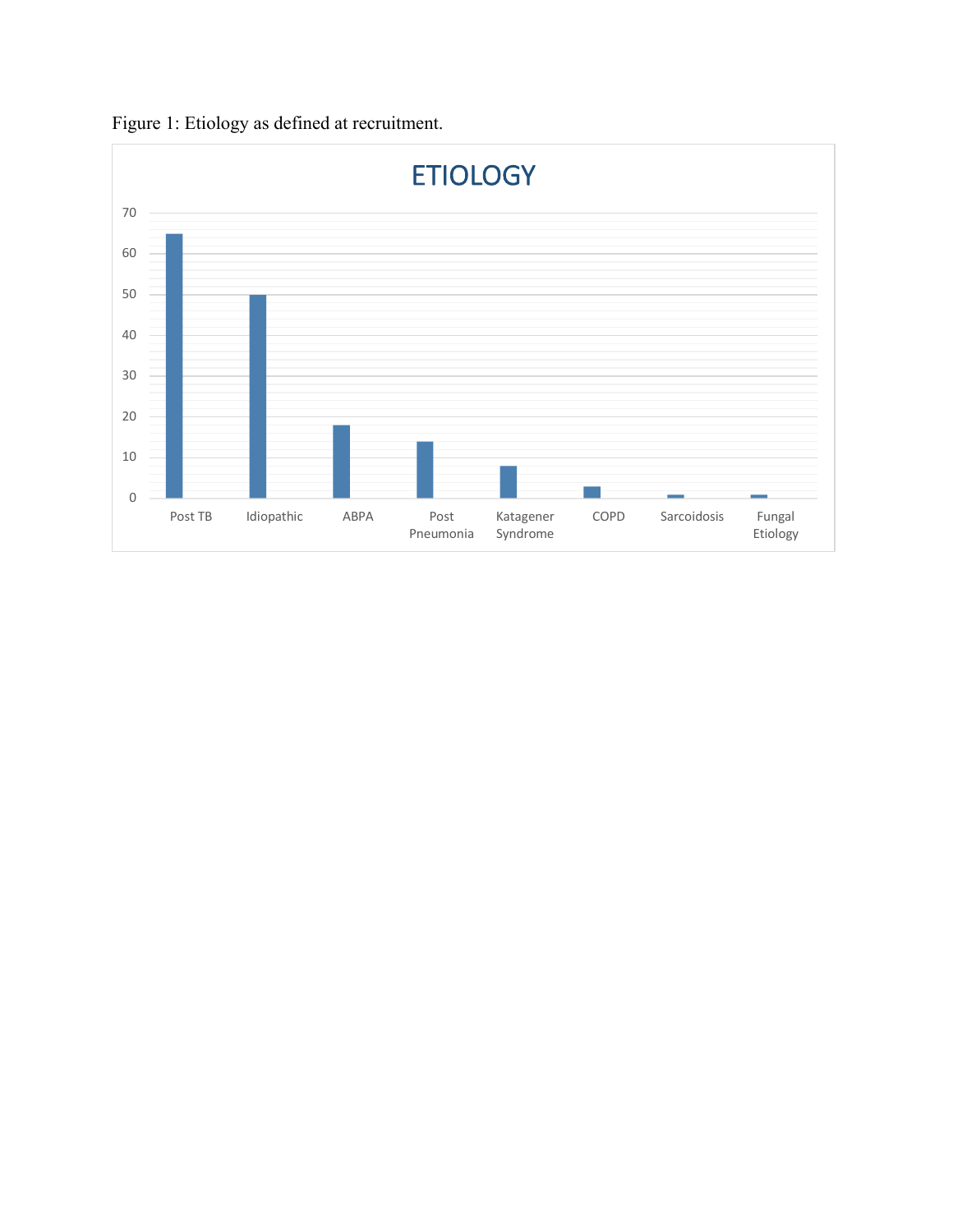Figure 1: Etiology as defined at recruitment.

ETIOLOGY

| Etiology | Count |
| --- | --- |
| Post TB | 65 |
| Idiopathic | 50 |
| ABPA | 18 |
| Post Pneumonia | 14 |
| Katagener Syndrome | 8 |
| COPD | 3 |
| Sarcoidosis | 1 |
| Fungal Etiology | 1 |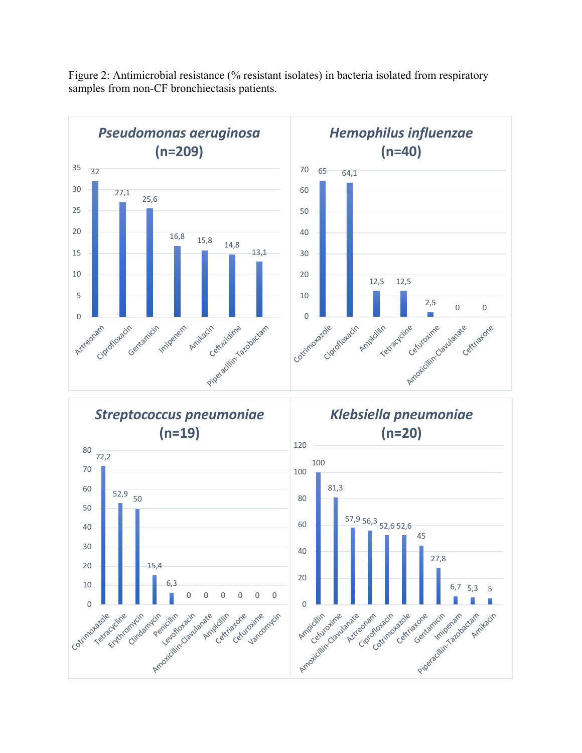Figure 2: Antimicrobial resistance (% resistant isolates) in bacteria isolated from respiratory samples from non-CF bronchiectasis patients.

***Pseudomonas aeruginosa* (n=209)**

35
30
25
20
15
10
5
0

32
27,1
25,6
16,8
15,8
14,8
13,1

Aztreonam
Ciprofloxacin
Gentamicin
Imipenem
Amikacin
Ceftazidime
Piperacillin-Tazobactam

***Hemophilus influenzae* (n=40)**

70
60
50
40
30
20
10
0

65
64,1
12,5
12,5
2,5
0
0

Cotrimoxazole
Ciprofloxacin
Ampicillin
Tetracycline
Cefuroxime
Amoxicillin-Clavulanate
Ceftriaxone

***Streptococcus pneumoniae* (n=19)**

80
70
60
50
40
30
20
10
0

72,2
52,9
50
15,4
6,3
0
0
0
0
0
0

Cotrimoxazole
Tetracycline
Erythromycin
Clindamycin
Penicillin
Levofloxacin
Amoxicillin-Clavulanate
Ampicillin
Ceftriaxone
Cefuroxime
Vancomycin

***Klebsiella pneumoniae* (n=20)**

120
100
80
60
40
20
0

100
81,3
57,9
56,3
52,6
52,6
45
27,8
6,7
5,3
5

Ampicillin
Cefuroxime
Amoxicillin-Clavulanate
Aztreonam
Ciprofloxacin
Cotrimoxazole
Ceftriaxone
Gentamicin
Imipenam
Piperacillin-Tazobactam
Amikacin